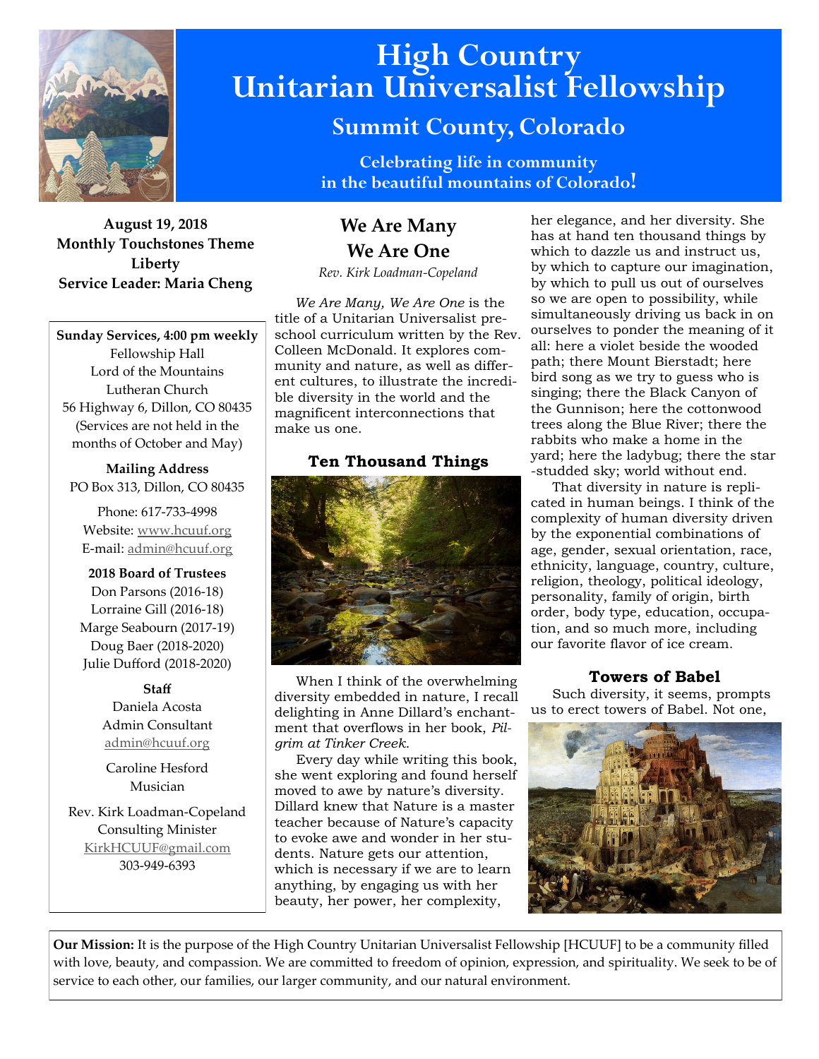# High Country Unitarian Universalist Fellowship

## Summit County, Colorado

**Celebrating life in community in the beautiful mountains of Colorado!**

**August 19, 2018**
**Monthly Touchstones Theme**
**Liberty**
**Service Leader: Maria Cheng**

**Sunday Services, 4:00 pm weekly**
Fellowship Hall
Lord of the Mountains
Lutheran Church
56 Highway 6, Dillon, CO 80435
(Services are not held in the months of October and May)

**Mailing Address**
PO Box 313, Dillon, CO 80435

Phone: 617-733-4998
Website: www.hcuuf.org
E-mail: admin@hcuuf.org

**2018 Board of Trustees**
Don Parsons (2016-18)
Lorraine Gill (2016-18)
Marge Seabourn (2017-19)
Doug Baer (2018-2020)
Julie Dufford (2018-2020)

**Staff**
Daniela Acosta
Admin Consultant
admin@hcuuf.org

Caroline Hesford
Musician

Rev. Kirk Loadman-Copeland
Consulting Minister
KirkHCUUF@gmail.com
303-949-6393

## We Are Many We Are One

*Rev. Kirk Loadman-Copeland*

*We Are Many, We Are One* is the title of a Unitarian Universalist preschool curriculum written by the Rev. Colleen McDonald. It explores community and nature, as well as different cultures, to illustrate the incredible diversity in the world and the magnificent interconnections that make us one.

### Ten Thousand Things

When I think of the overwhelming diversity embedded in nature, I recall delighting in Anne Dillard's enchantment that overflows in her book, *Pilgrim at Tinker Creek*.

Every day while writing this book, she went exploring and found herself moved to awe by nature's diversity. Dillard knew that Nature is a master teacher because of Nature's capacity to evoke awe and wonder in her students. Nature gets our attention, which is necessary if we are to learn anything, by engaging us with her beauty, her power, her complexity, her elegance, and her diversity. She has at hand ten thousand things by which to dazzle us and instruct us, by which to capture our imagination, by which to pull us out of ourselves so we are open to possibility, while simultaneously driving us back in on ourselves to ponder the meaning of it all: here a violet beside the wooded path; there Mount Bierstadt; here bird song as we try to guess who is singing; there the Black Canyon of the Gunnison; here the cottonwood trees along the Blue River; there the rabbits who make a home in the yard; here the ladybug; there the star-studded sky; world without end.

That diversity in nature is replicated in human beings. I think of the complexity of human diversity driven by the exponential combinations of age, gender, sexual orientation, race, ethnicity, language, country, culture, religion, theology, political ideology, personality, family of origin, birth order, body type, education, occupation, and so much more, including our favorite flavor of ice cream.

### Towers of Babel

Such diversity, it seems, prompts us to erect towers of Babel. Not one,

**Our Mission:** It is the purpose of the High Country Unitarian Universalist Fellowship [HCUUF] to be a community filled with love, beauty, and compassion. We are committed to freedom of opinion, expression, and spirituality. We seek to be of service to each other, our families, our larger community, and our natural environment.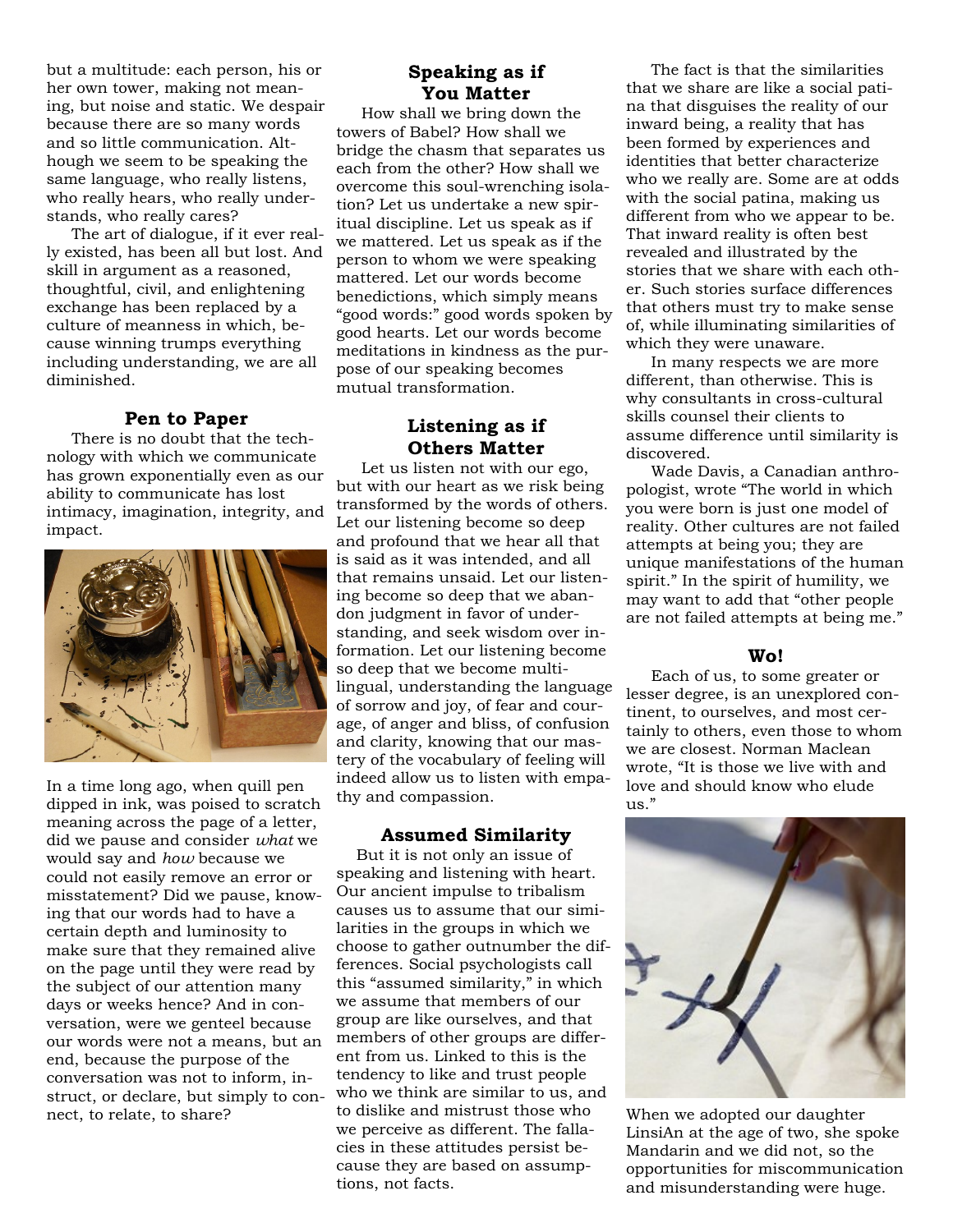but a multitude: each person, his or her own tower, making not meaning, but noise and static. We despair because there are so many words and so little communication. Although we seem to be speaking the same language, who really listens, who really hears, who really understands, who really cares?

The art of dialogue, if it ever really existed, has been all but lost. And skill in argument as a reasoned, thoughtful, civil, and enlightening exchange has been replaced by a culture of meanness in which, because winning trumps everything including understanding, we are all diminished.

### Pen to Paper

There is no doubt that the technology with which we communicate has grown exponentially even as our ability to communicate has lost intimacy, imagination, integrity, and impact.

In a time long ago, when quill pen dipped in ink, was poised to scratch meaning across the page of a letter, did we pause and consider *what* we would say and *how* because we could not easily remove an error or misstatement? Did we pause, knowing that our words had to have a certain depth and luminosity to make sure that they remained alive on the page until they were read by the subject of our attention many days or weeks hence? And in conversation, were we genteel because our words were not a means, but an end, because the purpose of the conversation was not to inform, instruct, or declare, but simply to connect, to relate, to share?

### Speaking as if You Matter

How shall we bring down the towers of Babel? How shall we bridge the chasm that separates us each from the other? How shall we overcome this soul-wrenching isolation? Let us undertake a new spiritual discipline. Let us speak as if we mattered. Let us speak as if the person to whom we were speaking mattered. Let our words become benedictions, which simply means "good words:" good words spoken by good hearts. Let our words become meditations in kindness as the purpose of our speaking becomes mutual transformation.

### Listening as if Others Matter

Let us listen not with our ego, but with our heart as we risk being transformed by the words of others. Let our listening become so deep and profound that we hear all that is said as it was intended, and all that remains unsaid. Let our listening become so deep that we abandon judgment in favor of understanding, and seek wisdom over information. Let our listening become so deep that we become multilingual, understanding the language of sorrow and joy, of fear and courage, of anger and bliss, of confusion and clarity, knowing that our mastery of the vocabulary of feeling will indeed allow us to listen with empathy and compassion.

### Assumed Similarity

But it is not only an issue of speaking and listening with heart. Our ancient impulse to tribalism causes us to assume that our similarities in the groups in which we choose to gather outnumber the differences. Social psychologists call this "assumed similarity," in which we assume that members of our group are like ourselves, and that members of other groups are different from us. Linked to this is the tendency to like and trust people who we think are similar to us, and to dislike and mistrust those who we perceive as different. The fallacies in these attitudes persist because they are based on assumptions, not facts.

The fact is that the similarities that we share are like a social patina that disguises the reality of our inward being, a reality that has been formed by experiences and identities that better characterize who we really are. Some are at odds with the social patina, making us different from who we appear to be. That inward reality is often best revealed and illustrated by the stories that we share with each other. Such stories surface differences that others must try to make sense of, while illuminating similarities of which they were unaware.

In many respects we are more different, than otherwise. This is why consultants in cross-cultural skills counsel their clients to assume difference until similarity is discovered.

Wade Davis, a Canadian anthropologist, wrote "The world in which you were born is just one model of reality. Other cultures are not failed attempts at being you; they are unique manifestations of the human spirit." In the spirit of humility, we may want to add that "other people are not failed attempts at being me."

### Wo!

Each of us, to some greater or lesser degree, is an unexplored continent, to ourselves, and most certainly to others, even those to whom we are closest. Norman Maclean wrote, "It is those we live with and love and should know who elude us."

When we adopted our daughter LinsiAn at the age of two, she spoke Mandarin and we did not, so the opportunities for miscommunication and misunderstanding were huge.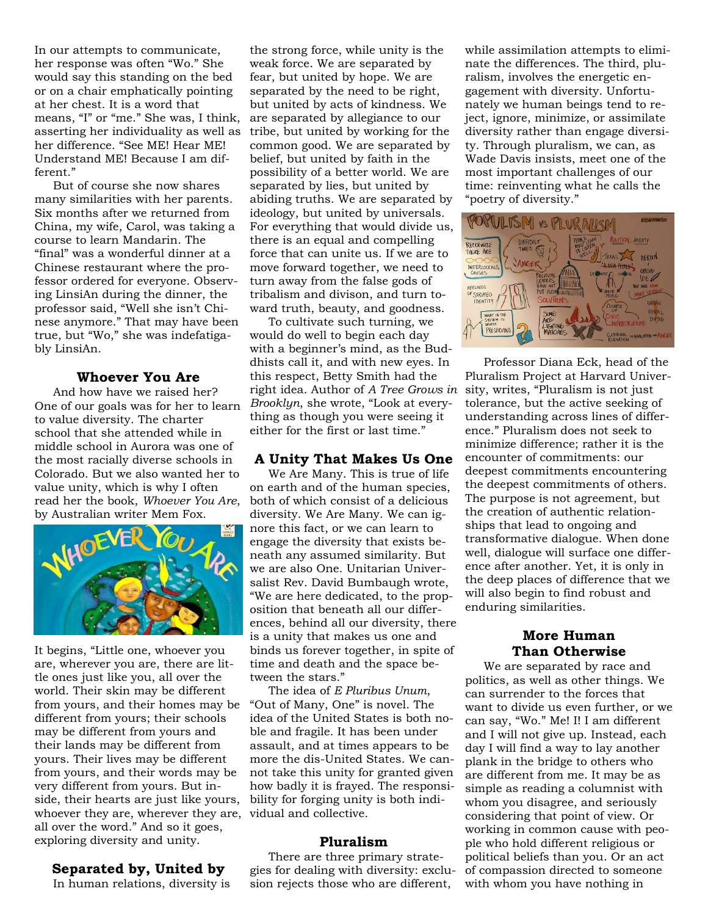In our attempts to communicate, her response was often "Wo." She would say this standing on the bed or on a chair emphatically pointing at her chest. It is a word that means, "I" or "me." She was, I think, asserting her individuality as well as her difference. "See ME! Hear ME! Understand ME! Because I am different."

But of course she now shares many similarities with her parents. Six months after we returned from China, my wife, Carol, was taking a course to learn Mandarin. The "final" was a wonderful dinner at a Chinese restaurant where the professor ordered for everyone. Observing LinsiAn during the dinner, the professor said, "Well she isn't Chinese anymore." That may have been true, but "Wo," she was indefatigably LinsiAn.

### Whoever You Are

And how have we raised her? One of our goals was for her to learn to value diversity. The charter school that she attended while in middle school in Aurora was one of the most racially diverse schools in Colorado. But we also wanted her to value unity, which is why I often read her the book, *Whoever You Are*, by Australian writer Mem Fox.

It begins, "Little one, whoever you are, wherever you are, there are little ones just like you, all over the world. Their skin may be different from yours, and their homes may be different from yours; their schools may be different from yours and their lands may be different from yours. Their lives may be different from yours, and their words may be very different from yours. But inside, their hearts are just like yours, whoever they are, wherever they are, all over the word." And so it goes, exploring diversity and unity.

### Separated by, United by

In human relations, diversity is the strong force, while unity is the weak force. We are separated by fear, but united by hope. We are separated by the need to be right, but united by acts of kindness. We are separated by allegiance to our tribe, but united by working for the common good. We are separated by belief, but united by faith in the possibility of a better world. We are separated by lies, but united by abiding truths. We are separated by ideology, but united by universals. For everything that would divide us, there is an equal and compelling force that can unite us. If we are to move forward together, we need to turn away from the false gods of tribalism and divison, and turn toward truth, beauty, and goodness.

To cultivate such turning, we would do well to begin each day with a beginner's mind, as the Buddhists call it, and with new eyes. In this respect, Betty Smith had the right idea. Author of *A Tree Grows in Brooklyn*, she wrote, "Look at everything as though you were seeing it either for the first or last time."

### A Unity That Makes Us One

We Are Many. This is true of life on earth and of the human species, both of which consist of a delicious diversity. We Are Many. We can ignore this fact, or we can learn to engage the diversity that exists beneath any assumed similarity. But we are also One. Unitarian Universalist Rev. David Bumbaugh wrote, "We are here dedicated, to the proposition that beneath all our differences, behind all our diversity, there is a unity that makes us one and binds us forever together, in spite of time and death and the space between the stars."

The idea of *E Pluribus Unum*, "Out of Many, One" is novel. The idea of the United States is both noble and fragile. It has been under assault, and at times appears to be more the dis-United States. We cannot take this unity for granted given how badly it is frayed. The responsibility for forging unity is both individual and collective.

### Pluralism

There are three primary strategies for dealing with diversity: exclusion rejects those who are different, while assimilation attempts to eliminate the differences. The third, pluralism, involves the energetic engagement with diversity. Unfortunately we human beings tend to reject, ignore, minimize, or assimilate diversity rather than engage diversity. Through pluralism, we can, as Wade Davis insists, meet one of the most important challenges of our time: reinventing what he calls the "poetry of diversity."

Professor Diana Eck, head of the Pluralism Project at Harvard University, writes, "Pluralism is not just tolerance, but the active seeking of understanding across lines of difference." Pluralism does not seek to minimize difference; rather it is the encounter of commitments: our deepest commitments encountering the deepest commitments of others. The purpose is not agreement, but the creation of authentic relationships that lead to ongoing and transformative dialogue. When done well, dialogue will surface one difference after another. Yet, it is only in the deep places of difference that we will also begin to find robust and enduring similarities.

### More Human Than Otherwise

We are separated by race and politics, as well as other things. We can surrender to the forces that want to divide us even further, or we can say, "Wo." Me! I! I am different and I will not give up. Instead, each day I will find a way to lay another plank in the bridge to others who are different from me. It may be as simple as reading a columnist with whom you disagree, and seriously considering that point of view. Or working in common cause with people who hold different religious or political beliefs than you. Or an act of compassion directed to someone with whom you have nothing in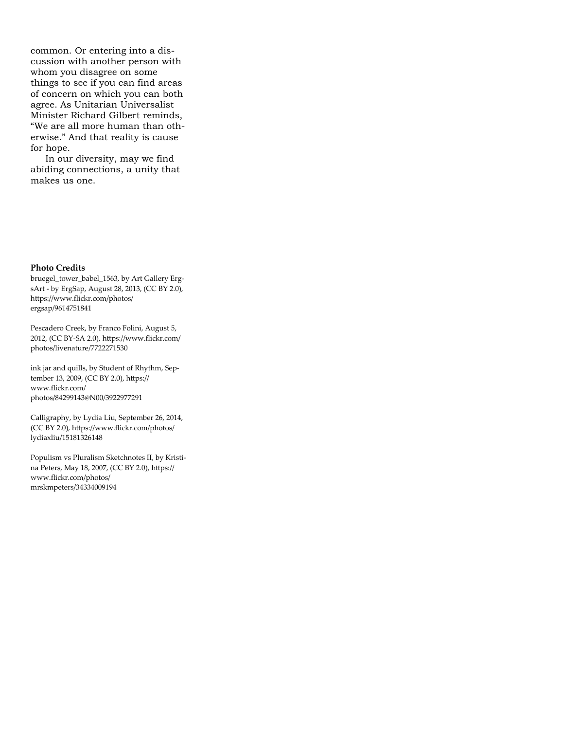common. Or entering into a discussion with another person with whom you disagree on some things to see if you can find areas of concern on which you can both agree. As Unitarian Universalist Minister Richard Gilbert reminds, "We are all more human than otherwise." And that reality is cause for hope.

In our diversity, may we find abiding connections, a unity that makes us one.

**Photo Credits**

bruegel_tower_babel_1563, by Art Gallery ErgsArt - by ErgSap, August 28, 2013, (CC BY 2.0), https://www.flickr.com/photos/ergsap/9614751841

Pescadero Creek, by Franco Folini, August 5, 2012, (CC BY-SA 2.0), https://www.flickr.com/photos/livenature/7722271530

ink jar and quills, by Student of Rhythm, September 13, 2009, (CC BY 2.0), https://www.flickr.com/photos/84299143@N00/3922977291

Calligraphy, by Lydia Liu, September 26, 2014, (CC BY 2.0), https://www.flickr.com/photos/lydiaxliu/15181326148

Populism vs Pluralism Sketchnotes II, by Kristina Peters, May 18, 2007, (CC BY 2.0), https://www.flickr.com/photos/mrskmpeters/34334009194